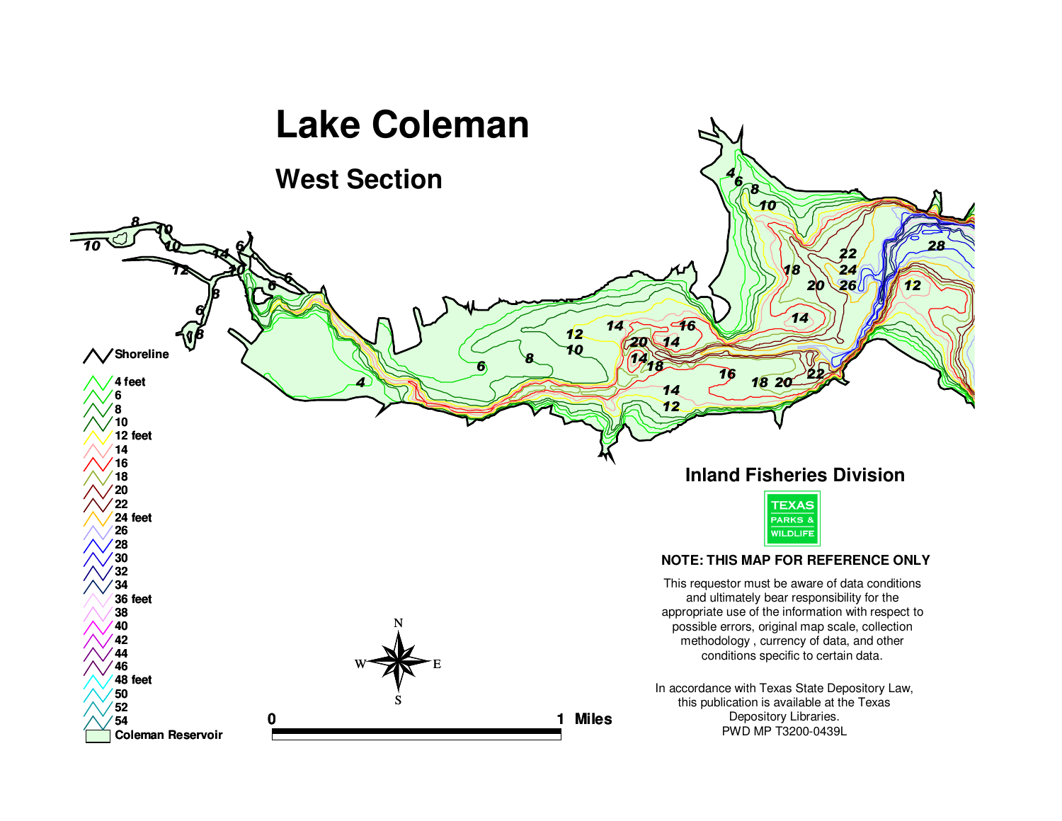# Lake Coleman

## West Section

Shoreline

4 feet
6
8
10
12 feet
14
16
18
20
22
24 feet
26
28
30
32
34
36 feet
38
40
42
44
46
48 feet
50
52
54

Coleman Reservoir

0 — 1 Miles

N S E W

## Inland Fisheries Division

TEXAS PARKS & WILDLIFE

**NOTE: THIS MAP FOR REFERENCE ONLY**

This requestor must be aware of data conditions and ultimately bear responsibility for the appropriate use of the information with respect to possible errors, original map scale, collection methodology , currency of data, and other conditions specific to certain data.

In accordance with Texas State Depository Law, this publication is available at the Texas Depository Libraries.
PWD MP T3200-0439L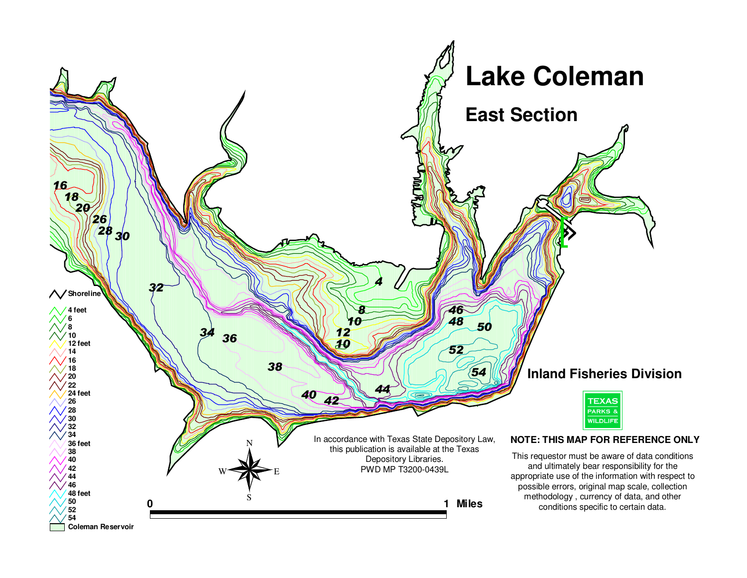# Lake Coleman

## East Section

16
18
20
26
28
30
32
34
36
38
40
42
44
4
8
10
12
10
46
48
50
52
54

Shoreline
4 feet
6
8
10
12 feet
14
16
18
20
22
24 feet
26
28
30
32
34
36 feet
38
40
42
44
46
48 feet
50
52
54
Coleman Reservoir

N
W
E
S

0
1 Miles

In accordance with Texas State Depository Law, this publication is available at the Texas Depository Libraries.
PWD MP T3200-0439L

**Inland Fisheries Division**

TEXAS PARKS & WILDLIFE

**NOTE: THIS MAP FOR REFERENCE ONLY**

This requestor must be aware of data conditions and ultimately bear responsibility for the appropriate use of the information with respect to possible errors, original map scale, collection methodology , currency of data, and other conditions specific to certain data.